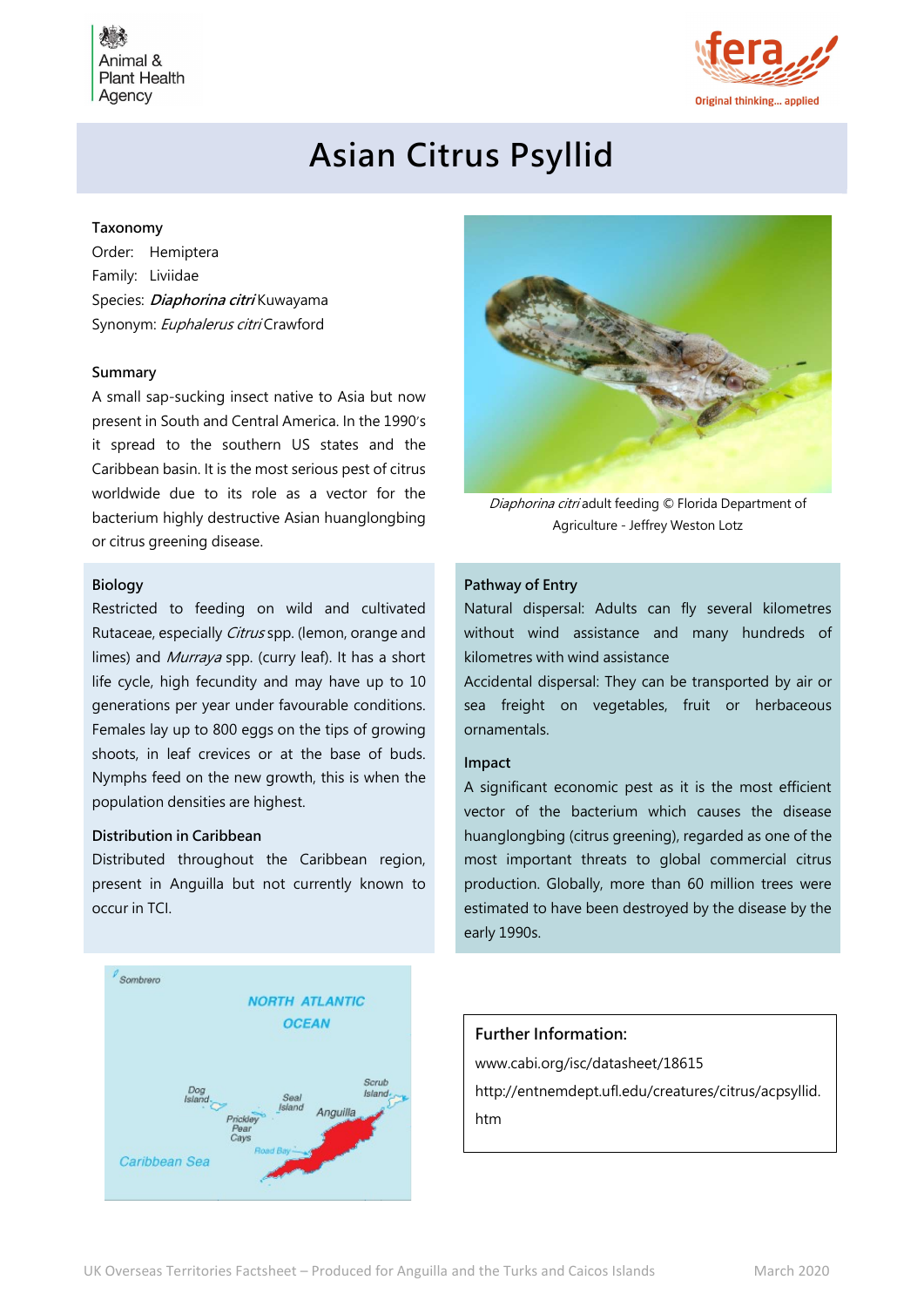# Asian Citrus Psyllid

**Taxonomy**

Order: Hemiptera

Family: Liviidae

Species: ***Diaphorina citri*** Kuwayama

Synonym: *Euphalerus citri* Crawford

**Summary**

A small sap-sucking insect native to Asia but now present in South and Central America. In the 1990's it spread to the southern US states and the Caribbean basin. It is the most serious pest of citrus worldwide due to its role as a vector for the bacterium highly destructive Asian huanglongbing or citrus greening disease.

*Diaphorina citri* adult feeding © Florida Department of Agriculture - Jeffrey Weston Lotz

**Biology**

Restricted to feeding on wild and cultivated Rutaceae, especially *Citrus* spp. (lemon, orange and limes) and *Murraya* spp. (curry leaf). It has a short life cycle, high fecundity and may have up to 10 generations per year under favourable conditions. Females lay up to 800 eggs on the tips of growing shoots, in leaf crevices or at the base of buds. Nymphs feed on the new growth, this is when the population densities are highest.

**Distribution in Caribbean**

Distributed throughout the Caribbean region, present in Anguilla but not currently known to occur in TCI.

**Pathway of Entry**

Natural dispersal: Adults can fly several kilometres without wind assistance and many hundreds of kilometres with wind assistance

Accidental dispersal: They can be transported by air or sea freight on vegetables, fruit or herbaceous ornamentals.

**Impact**

A significant economic pest as it is the most efficient vector of the bacterium which causes the disease huanglongbing (citrus greening), regarded as one of the most important threats to global commercial citrus production. Globally, more than 60 million trees were estimated to have been destroyed by the disease by the early 1990s.

**Further Information:**

www.cabi.org/isc/datasheet/18615

http://entnemdept.ufl.edu/creatures/citrus/acpsyllid.htm

UK Overseas Territories Factsheet – Produced for Anguilla and the Turks and Caicos Islands — March 2020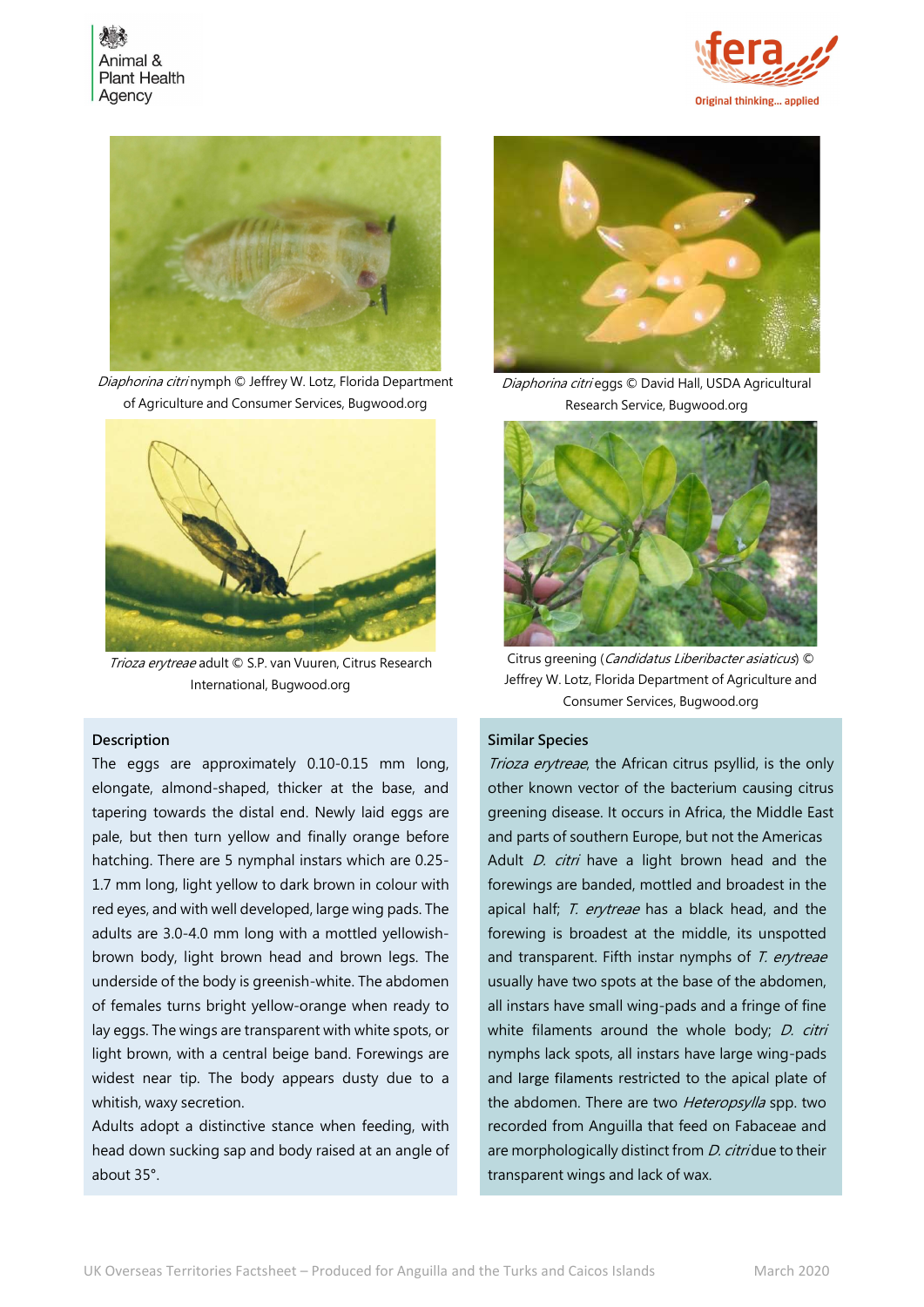*Diaphorina citri* nymph © Jeffrey W. Lotz, Florida Department of Agriculture and Consumer Services, Bugwood.org

*Diaphorina citri* eggs © David Hall, USDA Agricultural Research Service, Bugwood.org

*Trioza erytreae* adult © S.P. van Vuuren, Citrus Research International, Bugwood.org

Citrus greening (*Candidatus Liberibacter asiaticus*) © Jeffrey W. Lotz, Florida Department of Agriculture and Consumer Services, Bugwood.org

## Description

The eggs are approximately 0.10-0.15 mm long, elongate, almond-shaped, thicker at the base, and tapering towards the distal end. Newly laid eggs are pale, but then turn yellow and finally orange before hatching. There are 5 nymphal instars which are 0.25-1.7 mm long, light yellow to dark brown in colour with red eyes, and with well developed, large wing pads. The adults are 3.0-4.0 mm long with a mottled yellowish-brown body, light brown head and brown legs. The underside of the body is greenish-white. The abdomen of females turns bright yellow-orange when ready to lay eggs. The wings are transparent with white spots, or light brown, with a central beige band. Forewings are widest near tip. The body appears dusty due to a whitish, waxy secretion.

Adults adopt a distinctive stance when feeding, with head down sucking sap and body raised at an angle of about 35°.

## Similar Species

*Trioza erytreae*, the African citrus psyllid, is the only other known vector of the bacterium causing citrus greening disease. It occurs in Africa, the Middle East and parts of southern Europe, but not the Americas

Adult *D. citri* have a light brown head and the forewings are banded, mottled and broadest in the apical half; *T. erytreae* has a black head, and the forewing is broadest at the middle, its unspotted and transparent. Fifth instar nymphs of *T. erytreae* usually have two spots at the base of the abdomen, all instars have small wing-pads and a fringe of fine white filaments around the whole body; *D. citri* nymphs lack spots, all instars have large wing-pads and large filaments restricted to the apical plate of the abdomen. There are two *Heteropsylla* spp. two recorded from Anguilla that feed on Fabaceae and are morphologically distinct from *D. citri* due to their transparent wings and lack of wax.